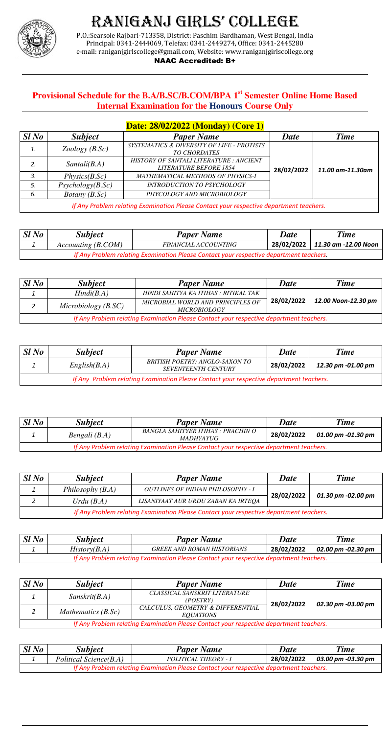# RANIGANJ GIRLS' COLLEGE

P.O.:Searsole Rajbari-713358, District: Paschim Bardhaman, West Bengal, India
Principal: 0341-2444069, Telefax: 0341-2449274, Office: 0341-2445280
e-mail: raniganjgirlscollege@gmail.com, Website: www.raniganjgirlscollege.org

**NAAC Accredited: B+**

## Provisional Schedule for the B.A/B.SC/B.COM/BPA 1st Semester Online Home Based Internal Examination for the Honours Course Only

### Date: 28/02/2022 (Monday) (Core 1)

| Sl No | Subject | Paper Name | Date | Time |
|---|---|---|---|---|
| 1. | Zoology (B.Sc) | SYSTEMATICS & DIVERSITY OF LIFE - PROTISTS TO CHORDATES | 28/02/2022 | 11.00 am-11.30am |
| 2. | Santali(B.A) | HISTORY OF SANTALI LITERATURE : ANCIENT LITERATURE BEFORE 1854 | | |
| 3. | Physics(B.Sc) | MATHEMATICAL METHODS OF PHYSICS-I | | |
| 5. | Psychology(B.Sc) | INTRODUCTION TO PSYCHOLOGY | | |
| 6. | Botany (B.Sc) | PHYCOLOGY AND MICROBIOLOGY | | |

*If Any Problem relating Examination Please Contact your respective department teachers.*

| Sl No | Subject | Paper Name | Date | Time |
|---|---|---|---|---|
| 1 | Accounting (B.COM) | FINANCIAL ACCOUNTING | 28/02/2022 | 11.30 am -12.00 Noon |

*If Any Problem relating Examination Please Contact your respective department teachers.*

| Sl No | Subject | Paper Name | Date | Time |
|---|---|---|---|---|
| 1 | Hindi(B.A) | HINDI SAHITYA KA ITIHAS : RITIKAL TAK | 28/02/2022 | 12.00 Noon-12.30 pm |
| 2 | Microbiology (B.SC) | MICROBIAL WORLD AND PRINCIPLES OF MICROBIOLOGY | | |

*If Any Problem relating Examination Please Contact your respective department teachers.*

| Sl No | Subject | Paper Name | Date | Time |
|---|---|---|---|---|
| 1 | English(B.A) | BRITISH POETRY: ANGLO-SAXON TO SEVENTEENTH CENTURY | 28/02/2022 | 12.30 pm -01.00 pm |

*If Any Problem relating Examination Please Contact your respective department teachers.*

| Sl No | Subject | Paper Name | Date | Time |
|---|---|---|---|---|
| 1 | Bengali (B.A) | BANGLA SAHITYER ITIHAS : PRACHIN O MADHYAYUG | 28/02/2022 | 01.00 pm -01.30 pm |

*If Any Problem relating Examination Please Contact your respective department teachers.*

| Sl No | Subject | Paper Name | Date | Time |
|---|---|---|---|---|
| 1 | Philosophy (B.A) | OUTLINES OF INDIAN PHILOSOPHY - I | 28/02/2022 | 01.30 pm -02.00 pm |
| 2 | Urdu (B.A) | LISANIYAAT AUR URDU ZABAN KA IRTEQA | | |

*If Any Problem relating Examination Please Contact your respective department teachers.*

| Sl No | Subject | Paper Name | Date | Time |
|---|---|---|---|---|
| 1 | History(B.A) | GREEK AND ROMAN HISTORIANS | 28/02/2022 | 02.00 pm -02.30 pm |

*If Any Problem relating Examination Please Contact your respective department teachers.*

| Sl No | Subject | Paper Name | Date | Time |
|---|---|---|---|---|
| 1 | Sanskrit(B.A) | CLASSICAL SANSKRIT LITERATURE (POETRY) | 28/02/2022 | 02.30 pm -03.00 pm |
| 2 | Mathematics (B.Sc) | CALCULUS, GEOMETRY & DIFFERENTIAL EQUATIONS | | |

*If Any Problem relating Examination Please Contact your respective department teachers.*

| Sl No | Subject | Paper Name | Date | Time |
|---|---|---|---|---|
| 1 | Political Science(B.A) | POLITICAL THEORY - I | 28/02/2022 | 03.00 pm -03.30 pm |

*If Any Problem relating Examination Please Contact your respective department teachers.*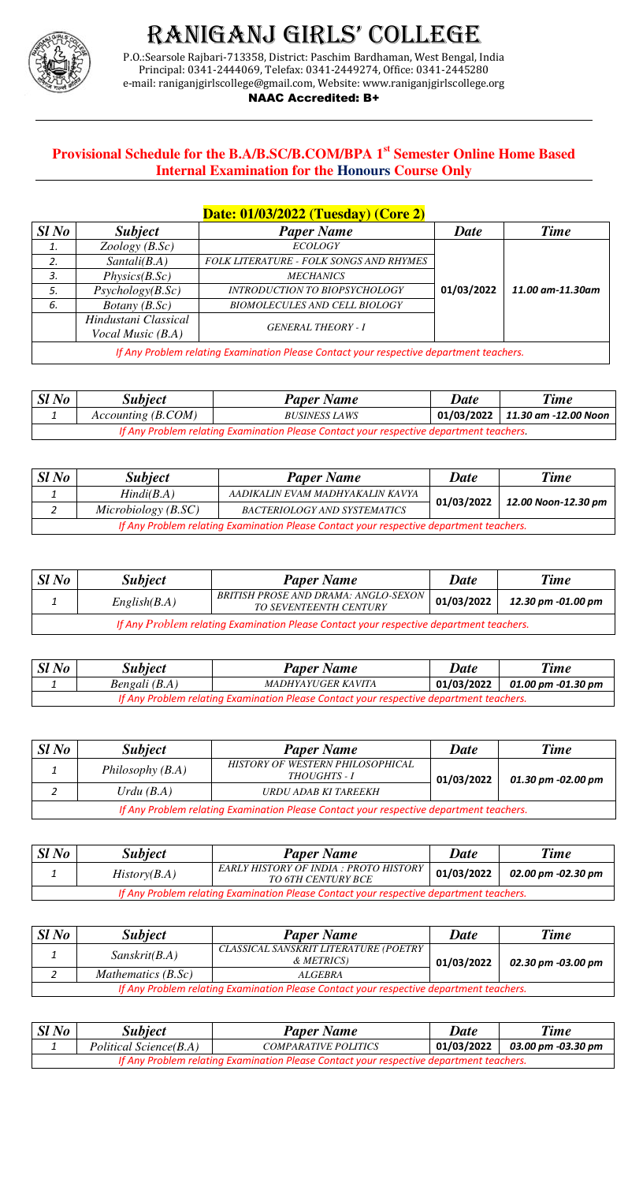# RANIGANJ GIRLS' COLLEGE

P.O.:Searsole Rajbari-713358, District: Paschim Bardhaman, West Bengal, India
Principal: 0341-2444069, Telefax: 0341-2449274, Office: 0341-2445280
e-mail: raniganjgirlscollege@gmail.com, Website: www.raniganjgirlscollege.org

**NAAC Accredited: B+**

## Provisional Schedule for the B.A/B.SC/B.COM/BPA 1st Semester Online Home Based Internal Examination for the Honours Course Only

### Date: 01/03/2022 (Tuesday) (Core 2)

| Sl No | Subject | Paper Name | Date | Time |
|---|---|---|---|---|
| 1. | Zoology (B.Sc) | ECOLOGY | 01/03/2022 | 11.00 am-11.30am |
| 2. | Santali(B.A) | FOLK LITERATURE - FOLK SONGS AND RHYMES | | |
| 3. | Physics(B.Sc) | MECHANICS | | |
| 5. | Psychology(B.Sc) | INTRODUCTION TO BIOPSYCHOLOGY | | |
| 6. | Botany (B.Sc) | BIOMOLECULES AND CELL BIOLOGY | | |
| | Hindustani Classical Vocal Music (B.A) | GENERAL THEORY - I | | |
| If Any Problem relating Examination Please Contact your respective department teachers. | | | | |

| Sl No | Subject | Paper Name | Date | Time |
|---|---|---|---|---|
| 1 | Accounting (B.COM) | BUSINESS LAWS | 01/03/2022 | 11.30 am -12.00 Noon |
| If Any Problem relating Examination Please Contact your respective department teachers. | | | | |

| Sl No | Subject | Paper Name | Date | Time |
|---|---|---|---|---|
| 1 | Hindi(B.A) | AADIKALIN EVAM MADHYAKALIN KAVYA | 01/03/2022 | 12.00 Noon-12.30 pm |
| 2 | Microbiology (B.SC) | BACTERIOLOGY AND SYSTEMATICS | | |
| If Any Problem relating Examination Please Contact your respective department teachers. | | | | |

| Sl No | Subject | Paper Name | Date | Time |
|---|---|---|---|---|
| 1 | English(B.A) | BRITISH PROSE AND DRAMA: ANGLO-SEXON TO SEVENTEENTH CENTURY | 01/03/2022 | 12.30 pm -01.00 pm |
| If Any Problem relating Examination Please Contact your respective department teachers. | | | | |

| Sl No | Subject | Paper Name | Date | Time |
|---|---|---|---|---|
| 1 | Bengali (B.A) | MADHYAYUGER KAVITA | 01/03/2022 | 01.00 pm -01.30 pm |
| If Any Problem relating Examination Please Contact your respective department teachers. | | | | |

| Sl No | Subject | Paper Name | Date | Time |
|---|---|---|---|---|
| 1 | Philosophy (B.A) | HISTORY OF WESTERN PHILOSOPHICAL THOUGHTS - I | 01/03/2022 | 01.30 pm -02.00 pm |
| 2 | Urdu (B.A) | URDU ADAB KI TAREEKH | | |
| If Any Problem relating Examination Please Contact your respective department teachers. | | | | |

| Sl No | Subject | Paper Name | Date | Time |
|---|---|---|---|---|
| 1 | History(B.A) | EARLY HISTORY OF INDIA : PROTO HISTORY TO 6TH CENTURY BCE | 01/03/2022 | 02.00 pm -02.30 pm |
| If Any Problem relating Examination Please Contact your respective department teachers. | | | | |

| Sl No | Subject | Paper Name | Date | Time |
|---|---|---|---|---|
| 1 | Sanskrit(B.A) | CLASSICAL SANSKRIT LITERATURE (POETRY & METRICS) | 01/03/2022 | 02.30 pm -03.00 pm |
| 2 | Mathematics (B.Sc) | ALGEBRA | | |
| If Any Problem relating Examination Please Contact your respective department teachers. | | | | |

| Sl No | Subject | Paper Name | Date | Time |
|---|---|---|---|---|
| 1 | Political Science(B.A) | COMPARATIVE POLITICS | 01/03/2022 | 03.00 pm -03.30 pm |
| If Any Problem relating Examination Please Contact your respective department teachers. | | | | |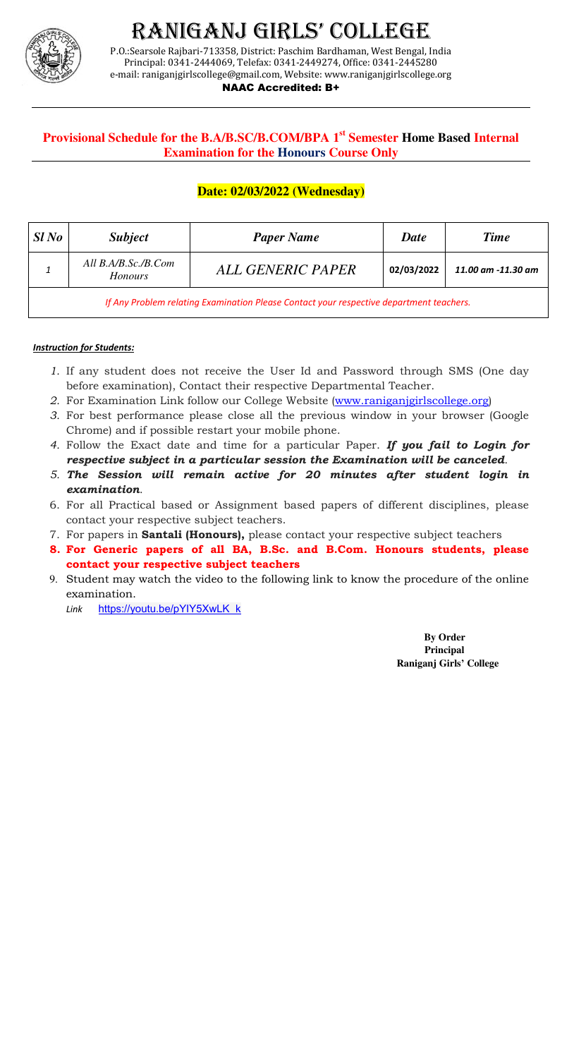# RANIGANJ GIRLS' COLLEGE

P.O.:Searsole Rajbari-713358, District: Paschim Bardhaman, West Bengal, India
Principal: 0341-2444069, Telefax: 0341-2449274, Office: 0341-2445280
e-mail: raniganjgirlscollege@gmail.com, Website: www.raniganjgirlscollege.org

**NAAC Accredited: B+**

## Provisional Schedule for the B.A/B.SC/B.COM/BPA 1st Semester Home Based Internal Examination for the Honours Course Only

**Date: 02/03/2022 (Wednesday)**

| *Sl No* | *Subject* | *Paper Name* | *Date* | *Time* |
|---|---|---|---|---|
| 1 | *All B.A/B.Sc./B.Com Honours* | *ALL GENERIC PAPER* | 02/03/2022 | *11.00 am -11.30 am* |
| *If Any Problem relating Examination Please Contact your respective department teachers.* | | | | |

***Instruction for Students:***

1. If any student does not receive the User Id and Password through SMS (One day before examination), Contact their respective Departmental Teacher.
2. For Examination Link follow our College Website (www.raniganjgirlscollege.org)
3. For best performance please close all the previous window in your browser (Google Chrome) and if possible restart your mobile phone.
4. Follow the Exact date and time for a particular Paper. ***If you fail to Login for respective subject in a particular session the Examination will be canceled***.
5. ***The Session will remain active for 20 minutes after student login in examination***.
6. For all Practical based or Assignment based papers of different disciplines, please contact your respective subject teachers.
7. For papers in **Santali (Honours),** please contact your respective subject teachers
8. **For Generic papers of all BA, B.Sc. and B.Com. Honours students, please contact your respective subject teachers**
9. Student may watch the video to the following link to know the procedure of the online examination.
   *Link* https://youtu.be/pYIY5XwLK_k

**By Order**
**Principal**
**Raniganj Girls' College**